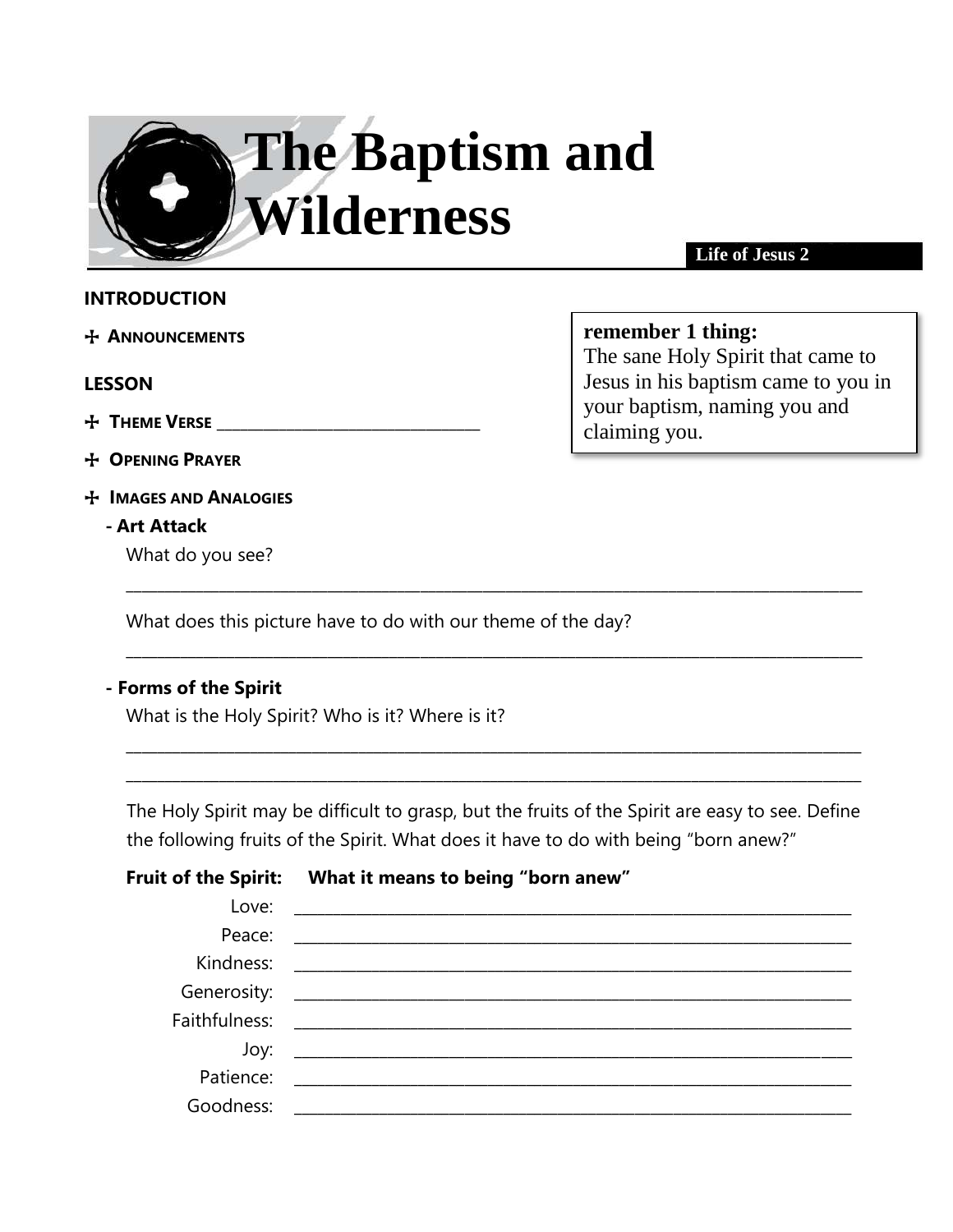# The Baptism and Wilderness

**Life of Jesus 2**

## INTRODUCTION

✠ **ANNOUNCEMENTS**

> **remember 1 thing:**
> The sane Holy Spirit that came to Jesus in his baptism came to you in your baptism, naming you and claiming you.

## LESSON

✠ **THEME VERSE** ______________________________

✠ **OPENING PRAYER**

✠ **IMAGES AND ANALOGIES**

**- Art Attack**

What do you see?

_______________________________________________________________________________

What does this picture have to do with our theme of the day?

_______________________________________________________________________________

**- Forms of the Spirit**

What is the Holy Spirit? Who is it? Where is it?

_______________________________________________________________________________

_______________________________________________________________________________

The Holy Spirit may be difficult to grasp, but the fruits of the Spirit are easy to see. Define the following fruits of the Spirit. What does it have to do with being "born anew?"

| Fruit of the Spirit: | What it means to being "born anew" |
| --- | --- |
| Love: | ____________________________________________ |
| Peace: | ____________________________________________ |
| Kindness: | ____________________________________________ |
| Generosity: | ____________________________________________ |
| Faithfulness: | ____________________________________________ |
| Joy: | ____________________________________________ |
| Patience: | ____________________________________________ |
| Goodness: | ____________________________________________ |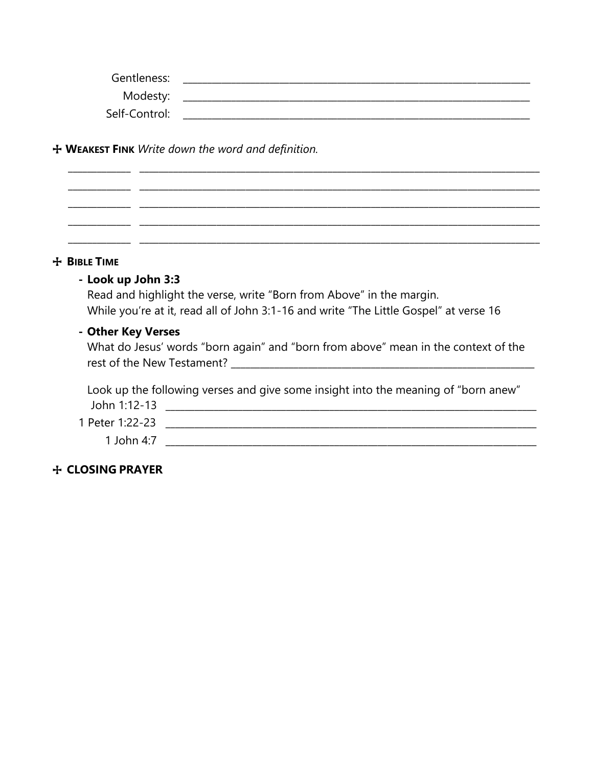Gentleness: ______________________________________________________________

Modesty: ______________________________________________________________

Self-Control: ______________________________________________________________

✢ **WEAKEST FINK** *Write down the word and definition.*

__________ ______________________________________________________________

__________ ______________________________________________________________

__________ ______________________________________________________________

__________ ______________________________________________________________

__________ ______________________________________________________________

✢ **BIBLE TIME**

- **Look up John 3:3**

  Read and highlight the verse, write "Born from Above" in the margin.
  While you're at it, read all of John 3:1-16 and write "The Little Gospel" at verse 16

- **Other Key Verses**

  What do Jesus' words "born again" and "born from above" mean in the context of the rest of the New Testament? ______________________________________________

  Look up the following verses and give some insight into the meaning of "born anew"

  John 1:12-13 ______________________________________________________________

  1 Peter 1:22-23 ______________________________________________________________

  1 John 4:7 ______________________________________________________________

✢ **CLOSING PRAYER**